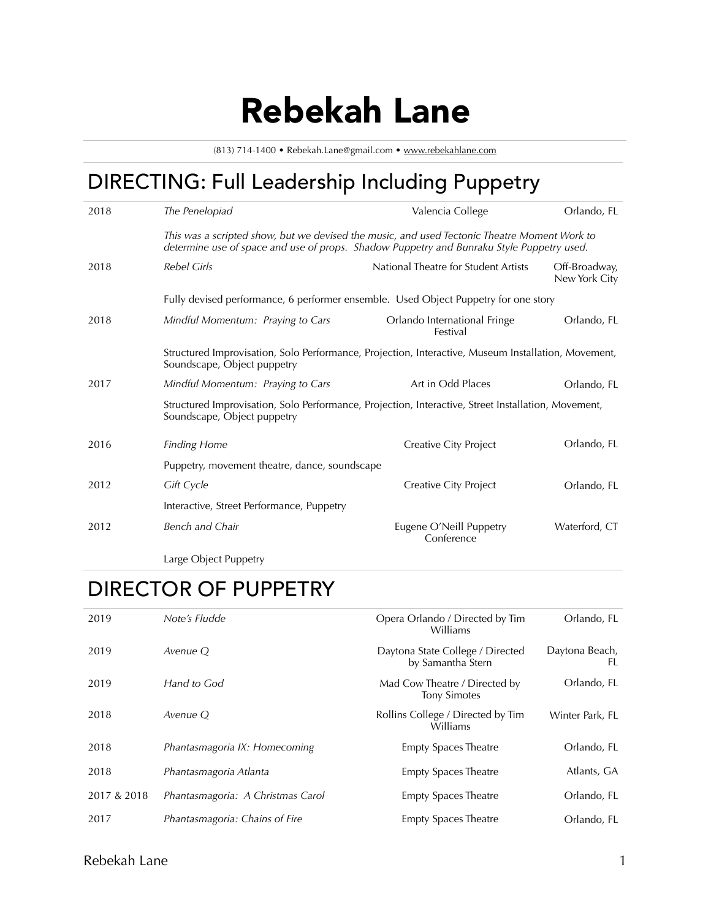# Rebekah Lane

(813) 714-1400 • Rebekah.Lane@gmail.com • www.rebekahlane.com

## DIRECTING: Full Leadership Including Puppetry

| | | | |
|---|---|---|---|
| 2018 | *The Penelopiad* | Valencia College | Orlando, FL |
| | *This was a scripted show, but we devised the music, and used Tectonic Theatre Moment Work to determine use of space and use of props. Shadow Puppetry and Bunraku Style Puppetry used.* | | |
| 2018 | *Rebel Girls* | National Theatre for Student Artists | Off-Broadway, New York City |
| | Fully devised performance, 6 performer ensemble. Used Object Puppetry for one story | | |
| 2018 | *Mindful Momentum: Praying to Cars* | Orlando International Fringe Festival | Orlando, FL |
| | Structured Improvisation, Solo Performance, Projection, Interactive, Museum Installation, Movement, Soundscape, Object puppetry | | |
| 2017 | *Mindful Momentum: Praying to Cars* | Art in Odd Places | Orlando, FL |
| | Structured Improvisation, Solo Performance, Projection, Interactive, Street Installation, Movement, Soundscape, Object puppetry | | |
| 2016 | *Finding Home* | Creative City Project | Orlando, FL |
| | Puppetry, movement theatre, dance, soundscape | | |
| 2012 | *Gift Cycle* | Creative City Project | Orlando, FL |
| | Interactive, Street Performance, Puppetry | | |
| 2012 | *Bench and Chair* | Eugene O'Neill Puppetry Conference | Waterford, CT |
| | Large Object Puppetry | | |

## DIRECTOR OF PUPPETRY

| | | | |
|---|---|---|---|
| 2019 | *Note's Fludde* | Opera Orlando / Directed by Tim Williams | Orlando, FL |
| 2019 | *Avenue Q* | Daytona State College / Directed by Samantha Stern | Daytona Beach, FL |
| 2019 | *Hand to God* | Mad Cow Theatre / Directed by Tony Simotes | Orlando, FL |
| 2018 | *Avenue Q* | Rollins College / Directed by Tim Williams | Winter Park, FL |
| 2018 | *Phantasmagoria IX: Homecoming* | Empty Spaces Theatre | Orlando, FL |
| 2018 | *Phantasmagoria Atlanta* | Empty Spaces Theatre | Atlants, GA |
| 2017 & 2018 | *Phantasmagoria: A Christmas Carol* | Empty Spaces Theatre | Orlando, FL |
| 2017 | *Phantasmagoria: Chains of Fire* | Empty Spaces Theatre | Orlando, FL |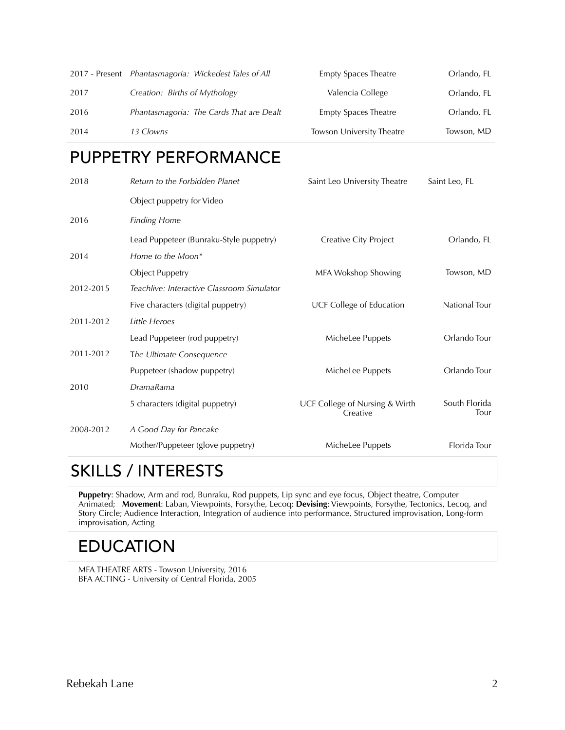| | | | |
|---|---|---|---|
| 2017 - Present | *Phantasmagoria: Wickedest Tales of All* | Empty Spaces Theatre | Orlando, FL |
| 2017 | *Creation: Births of Mythology* | Valencia College | Orlando, FL |
| 2016 | *Phantasmagoria: The Cards That are Dealt* | Empty Spaces Theatre | Orlando, FL |
| 2014 | *13 Clowns* | Towson University Theatre | Towson, MD |

## PUPPETRY PERFORMANCE

| | | | |
|---|---|---|---|
| 2018 | *Return to the Forbidden Planet* | Saint Leo University Theatre | Saint Leo, FL |
| | Object puppetry for Video | | |
| 2016 | *Finding Home* | | |
| | Lead Puppeteer (Bunraku-Style puppetry) | Creative City Project | Orlando, FL |
| 2014 | *Home to the Moon** | | |
| | Object Puppetry | MFA Wokshop Showing | Towson, MD |
| 2012-2015 | *Teachlive: Interactive Classroom Simulator* | | |
| | Five characters (digital puppetry) | UCF College of Education | National Tour |
| 2011-2012 | *Little Heroes* | | |
| | Lead Puppeteer (rod puppetry) | MicheLee Puppets | Orlando Tour |
| 2011-2012 | T*he Ultimate Consequence* | | |
| | Puppeteer (shadow puppetry) | MicheLee Puppets | Orlando Tour |
| 2010 | *DramaRama* | | |
| | 5 characters (digital puppetry) | UCF College of Nursing & Wirth Creative | South Florida Tour |
| 2008-2012 | *A Good Day for Pancake* | | |
| | Mother/Puppeteer (glove puppetry) | MicheLee Puppets | Florida Tour |

## SKILLS / INTERESTS

**Puppetry**: Shadow, Arm and rod, Bunraku, Rod puppets, Lip sync and eye focus, Object theatre, Computer Animated; **Movement**: Laban, Viewpoints, Forsythe, Lecoq; **Devising**: Viewpoints, Forsythe, Tectonics, Lecoq, and Story Circle; Audience Interaction, Integration of audience into performance, Structured improvisation, Long-form improvisation, Acting

## EDUCATION

MFA THEATRE ARTS - Towson University, 2016
BFA ACTING - University of Central Florida, 2005